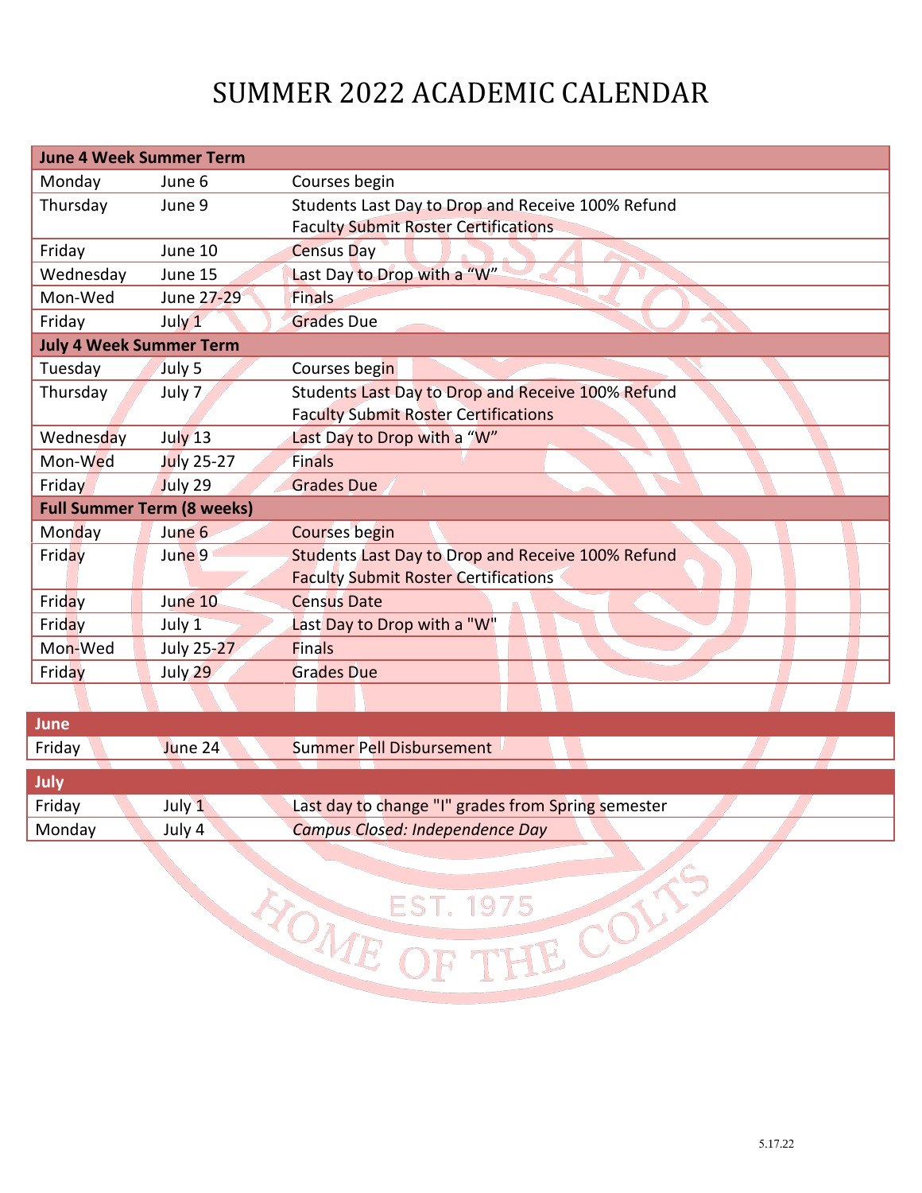# SUMMER 2022 ACADEMIC CALENDAR

| June 4 Week Summer Term | | |
|---|---|---|
| Monday | June 6 | Courses begin |
| Thursday | June 9 | Students Last Day to Drop and Receive 100% Refund<br>Faculty Submit Roster Certifications |
| Friday | June 10 | Census Day |
| Wednesday | June 15 | Last Day to Drop with a "W" |
| Mon-Wed | June 27-29 | Finals |
| Friday | July 1 | Grades Due |
| **July 4 Week Summer Term** | | |
| Tuesday | July 5 | Courses begin |
| Thursday | July 7 | Students Last Day to Drop and Receive 100% Refund<br>Faculty Submit Roster Certifications |
| Wednesday | July 13 | Last Day to Drop with a "W" |
| Mon-Wed | July 25-27 | Finals |
| Friday | July 29 | Grades Due |
| **Full Summer Term (8 weeks)** | | |
| Monday | June 6 | Courses begin |
| Friday | June 9 | Students Last Day to Drop and Receive 100% Refund<br>Faculty Submit Roster Certifications |
| Friday | June 10 | Census Date |
| Friday | July 1 | Last Day to Drop with a "W" |
| Mon-Wed | July 25-27 | Finals |
| Friday | July 29 | Grades Due |

| June | | |
|---|---|---|
| Friday | June 24 | Summer Pell Disbursement |

| July | | |
|---|---|---|
| Friday | July 1 | Last day to change "I" grades from Spring semester |
| Monday | July 4 | *Campus Closed: Independence Day* |

5.17.22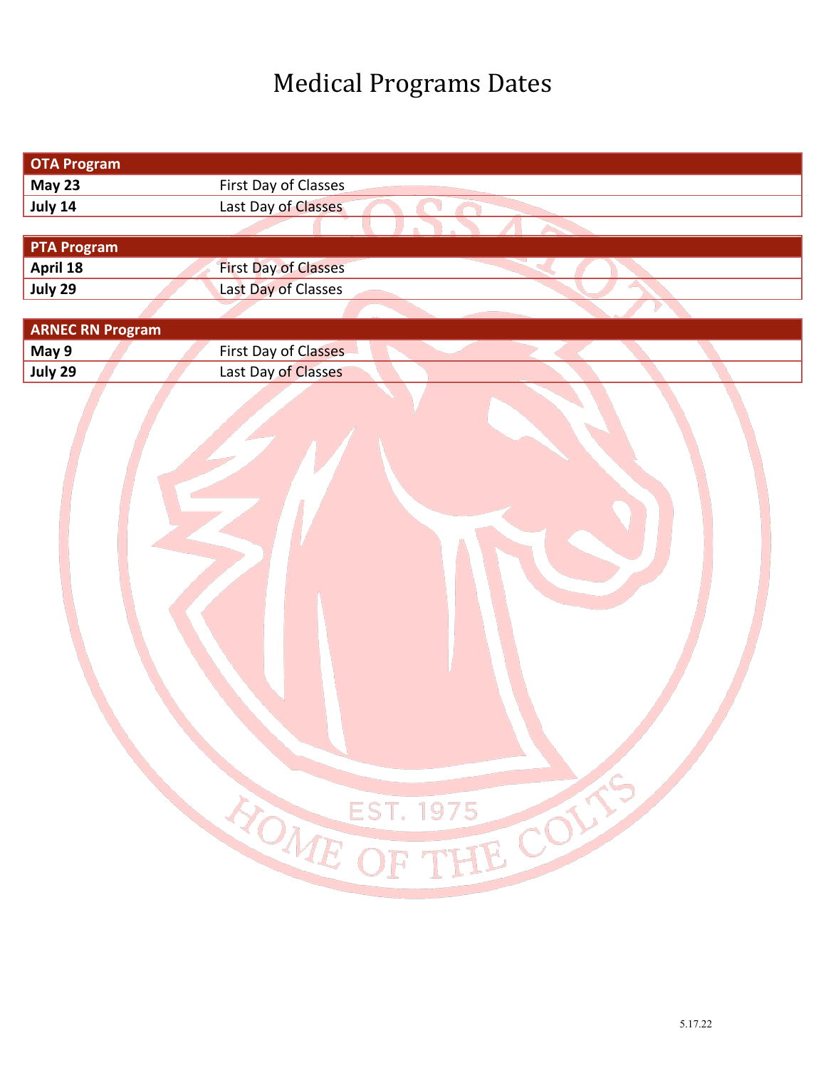# Medical Programs Dates

| OTA Program | |
|---|---|
| **May 23** | First Day of Classes |
| **July 14** | Last Day of Classes |

| PTA Program | |
|---|---|
| **April 18** | First Day of Classes |
| **July 29** | Last Day of Classes |

| ARNEC RN Program | |
|---|---|
| **May 9** | First Day of Classes |
| **July 29** | Last Day of Classes |

5.17.22